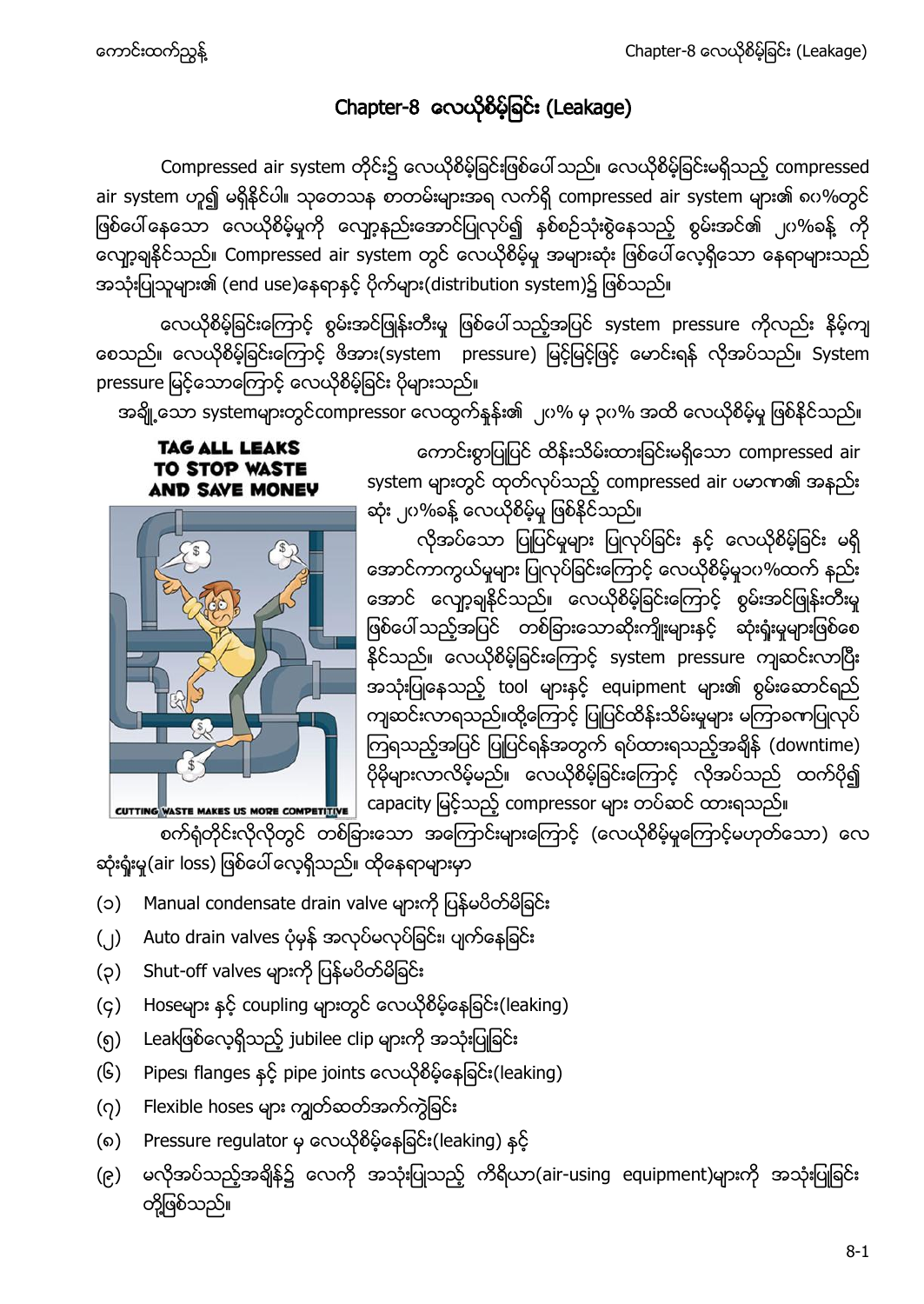# Chapter-8 လေယိုစိမ့်ခြင်း (Leakage)

Compressed air system တိုင်း၌ လေယိုစိမ့်ခြင်းဖြစ်ပေါ်သည်။ လေယိုစိမ့်ခြင်းမရှိသည့် compressed air system ဟူ၍ မရှိနိုင်ပါ။ သုတေသန စာတမ်းများအရ လက်ရှိ compressed air system များ၏ ၈၀%တွင် ဖြစ်ပေါ်နေသော လေယိုစိမ့်မှုကို လျော့နည်းအောင်ပြုလုပ်၍ နှစ်စဉ်သုံးစွဲနေသည့် စွမ်းအင်၏ ၂၀%ခန့် ကို လျှော့ချနိုင်သည်။ Compressed air system တွင် လေယိုစိမ့်မှု အများဆုံး ဖြစ်ပေါ်လေ့ရှိသော နေရာများသည် အသုံးပြုသူများ၏ (end use)နေရာနှင့် ပိုက်များ(distribution system)၌ ဖြစ်သည်။

လေယိုစိမ့်ခြင်းကြောင့် စွမ်းအင်ဖြုန်းတီးမှု ဖြစ်ပေါ်သည့်အပြင် system pressure ကိုလည်း နိမ့်ကျစေသည်။ လေယိုစိမ့်ခြင်းကြောင့် ဖိအား(system pressure) မြင့်မြင့်ဖြင့် မောင်းရန် လိုအပ်သည်။ System pressure မြင့်သောကြောင့် လေယိုစိမ့်ခြင်း ပိုများသည်။

အချို့သော systemများတွင်compressor လေထွက်နှုန်း၏ ၂၀% မှ ၃၀% အထိ လေယိုစိမ့်မှု ဖြစ်နိုင်သည်။

ကောင်းစွာပြုပြင် ထိန်းသိမ်းထားခြင်းမရှိသော compressed air system များတွင် ထုတ်လုပ်သည့် compressed air ပမာဏ၏ အနည်းဆုံး ၂၀%ခန့် လေယိုစိမ့်မှု ဖြစ်နိုင်သည်။

လိုအပ်သော ပြုပြင်မှုများ ပြုလုပ်ခြင်း နှင့် လေယိုစိမ့်ခြင်း မရှိအောင်ကာကွယ်မှုများ ပြုလုပ်ခြင်းကြောင့် လေယိုစိမ့်မှု၁၀%ထက် နည်းအောင် လျှော့ချနိုင်သည်။ လေယိုစိမ့်ခြင်းကြောင့် စွမ်းအင်ဖြုန်းတီးမှု ဖြစ်ပေါ်သည့်အပြင် တစ်ခြားသောဆိုးကျိုးများနှင့် ဆုံးရှုံးမှုများဖြစ်စေနိုင်သည်။ လေယိုစိမ့်ခြင်းကြောင့် system pressure ကျဆင်းလာပြီး အသုံးပြုနေသည့် tool များနှင့် equipment များ၏ စွမ်းဆောင်ရည် ကျဆင်းလာရသည်။ထို့ကြောင့် ပြုပြင်ထိန်းသိမ်းမှုများ မကြာခဏပြုလုပ်ကြရသည့်အပြင် ပြုပြင်ရန်အတွက် ရပ်ထားရသည့်အချိန် (downtime) ပိုမိုများလာလိမ့်မည်။ လေယိုစိမ့်ခြင်းကြောင့် လိုအပ်သည် ထက်ပို၍ capacity မြင့်သည့် compressor များ တပ်ဆင် ထားရသည်။

စက်ရုံတိုင်းလိုလိုတွင် တစ်ခြားသော အကြောင်းများကြောင့် (လေယိုစိမ့်မှုကြောင့်မဟုတ်သော) လေဆုံးရှုံးမှု(air loss) ဖြစ်ပေါ်လေ့ရှိသည်။ ထိုနေရာများမှာ

(၁) Manual condensate drain valve များကို ပြန်မပိတ်မိခြင်း

(၂) Auto drain valves ပုံမှန် အလုပ်မလုပ်ခြင်း၊ ပျက်နေခြင်း

(၃) Shut-off valves များကို ပြန်မပိတ်မိခြင်း

(၄) Hoseများ နှင့် coupling များတွင် လေယိုစိမ့်နေခြင်း(leaking)

(၅) Leakဖြစ်လေ့ရှိသည့် jubilee clip များကို အသုံးပြုခြင်း

(၆) Pipes၊ flanges နှင့် pipe joints လေယိုစိမ့်နေခြင်း(leaking)

(၇) Flexible hoses များ ကျွတ်ဆတ်အက်ကွဲခြင်း

(၈) Pressure regulator မှ လေယိုစိမ့်နေခြင်း(leaking) နှင့်

(၉) မလိုအပ်သည့်အချိန်၌ လေကို အသုံးပြုသည့် ကိရိယာ(air-using equipment)များကို အသုံးပြုခြင်း တို့ဖြစ်သည်။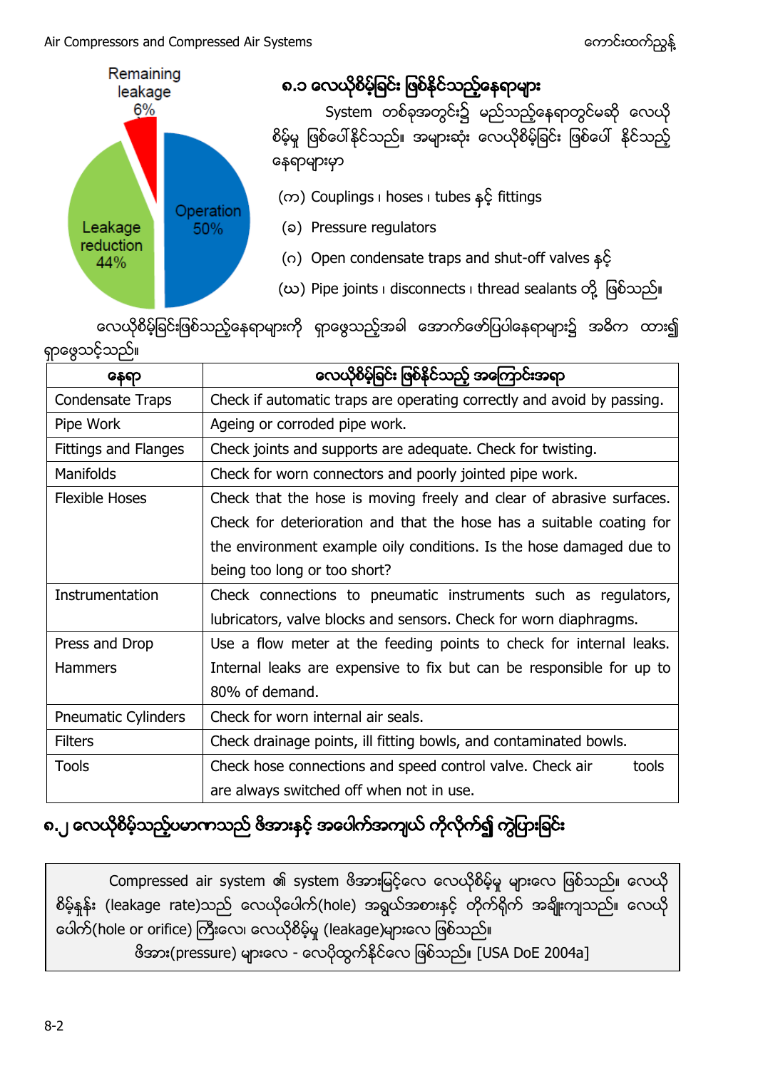Remaining leakage 6%

Leakage reduction 44%

Operation 50%

### ၈.၁ လေယိုစိမ့်ခြင်း ဖြစ်နိုင်သည့်နေရာများ

System တစ်ခုအတွင်း၌ မည်သည့်နေရာတွင်မဆို လေယိုစိမ့်မှု ဖြစ်ပေါ်နိုင်သည်။ အများဆုံး လေယိုစိမ့်ခြင်း ဖြစ်ပေါ် နိုင်သည့် နေရာများမှာ

(က) Couplings ၊ hoses ၊ tubes နှင့် fittings

(ခ) Pressure regulators

(ဂ) Open condensate traps and shut-off valves နှင့်

(ဃ) Pipe joints ၊ disconnects ၊ thread sealants တို့ ဖြစ်သည်။

လေယိုစိမ့်ခြင်းဖြစ်သည့်နေရာများကို ရှာဖွေသည့်အခါ အောက်ဖော်ပြပါနေရာများ၌ အဓိက ထား၍ ရှာဖွေသင့်သည်။

| နေရာ | လေယိုစိမ့်ခြင်း ဖြစ်နိုင်သည့် အကြောင်းအရာ |
|---|---|
| Condensate Traps | Check if automatic traps are operating correctly and avoid by passing. |
| Pipe Work | Ageing or corroded pipe work. |
| Fittings and Flanges | Check joints and supports are adequate. Check for twisting. |
| Manifolds | Check for worn connectors and poorly jointed pipe work. |
| Flexible Hoses | Check that the hose is moving freely and clear of abrasive surfaces. Check for deterioration and that the hose has a suitable coating for the environment example oily conditions. Is the hose damaged due to being too long or too short? |
| Instrumentation | Check connections to pneumatic instruments such as regulators, lubricators, valve blocks and sensors. Check for worn diaphragms. |
| Press and Drop Hammers | Use a flow meter at the feeding points to check for internal leaks. Internal leaks are expensive to fix but can be responsible for up to 80% of demand. |
| Pneumatic Cylinders | Check for worn internal air seals. |
| Filters | Check drainage points, ill fitting bowls, and contaminated bowls. |
| Tools | Check hose connections and speed control valve. Check air tools are always switched off when not in use. |

### ၈.၂ လေယိုစိမ့်သည့်ပမာဏသည် ဖိအားနှင့် အပေါက်အကျယ် ကိုလိုက်၍ ကွဲပြားခြင်း

Compressed air system ၏ system ဖိအားမြင့်လေ လေယိုစိမ့်မှု များလေ ဖြစ်သည်။ လေယိုစိမ့်နှုန်း (leakage rate)သည် လေယိုပေါက်(hole) အရွယ်အစားနှင့် တိုက်ရိုက် အချိုးကျသည်။ လေယိုပေါက်(hole or orifice) ကြီးလေ၊ လေယိုစိမ့်မှု (leakage)များလေ ဖြစ်သည်။

ဖိအား(pressure) များလေ - လေပိုထွက်နိုင်လေ ဖြစ်သည်။ [USA DoE 2004a]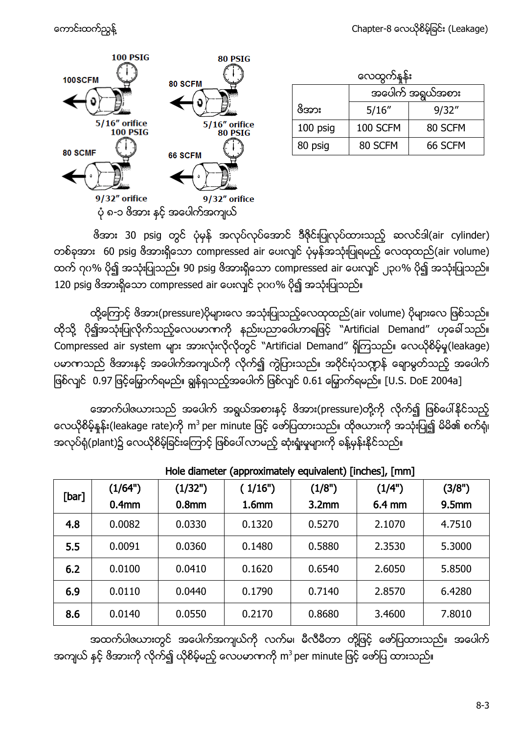100 PSIG

100SCFM

5/16" orifice

80 PSIG

80 SCFM

5/16" orifice

100 PSIG

80 SCMF

9/32" orifice

80 PSIG

66 SCFM

9/32" orifice

ပုံ ၈-၁ ဖိအား နှင့် အပေါက်အကျယ်

လေထွက်နှုန်း

| ဖိအား | အပေါက် အရွယ်အစား | |
|---|---|---|
| | 5/16" | 9/32" |
| 100 psig | 100 SCFM | 80 SCFM |
| 80 psig | 80 SCFM | 66 SCFM |

ဖိအား 30 psig တွင် ပုံမှန် အလုပ်လုပ်အောင် ဒီဇိုင်းပြုလုပ်ထားသည့် ဆလင်ဒါ(air cylinder) တစ်ခုအား 60 psig ဖိအားရှိသော compressed air ပေးလျှင် ပုံမှန်အသုံးပြုရမည့် လေထုထည်(air volume) ထက် ၇၀% ပို၍ အသုံးပြုသည်။ 90 psig ဖိအားရှိသော compressed air ပေးလျှင် ၂၃၀% ပို၍ အသုံးပြုသည်။ 120 psig ဖိအားရှိသော compressed air ပေးလျှင် ၃၈၀% ပို၍ အသုံးပြုသည်။

ထို့ကြောင့် ဖိအား(pressure)ပိုများလေ အသုံးပြုသည့်လေထုထည်(air volume) ပိုများလေ ဖြစ်သည်။ ထိုသို့ ပို၍အသုံးပြုလိုက်သည့်လေပမာဏကို နည်းပညာဝေါဟာရဖြင့် "Artificial Demand" ဟုခေါ်သည်။ Compressed air system များ အားလုံးလိုလိုတွင် "Artificial Demand" ရှိကြသည်။ လေယိုစိမ့်မှု(leakage) ပမာဏသည် ဖိအားနှင့် အပေါက်အကျယ်ကို လိုက်၍ ကွဲပြားသည်။ အဝိုင်းပုံသဏ္ဍာန် ချောမွတ်သည့် အပေါက်ဖြစ်လျှင် 0.97 ဖြင့်မြှောက်ရမည်။ ချွန်ရှသည့်အပေါက် ဖြစ်လျှင် 0.61 မြှောက်ရမည်။ [U.S. DoE 2004a]

အောက်ပါဇယားသည် အပေါက် အရွယ်အစားနှင့် ဖိအား(pressure)တို့ကို လိုက်၍ ဖြစ်ပေါ်နိုင်သည့် လေယိုစိမ့်နှုန်း(leakage rate)ကို $m^3$ per minute ဖြင့် ဖော်ပြထားသည်။ ထိုဇယားကို အသုံးပြု၍ မိမိ၏ စက်ရုံ၊ အလုပ်ရုံ(plant)၌ လေယိုစိမ့်ခြင်းကြောင့် ဖြစ်ပေါ်လာမည့် ဆုံးရှုံးမှုများကို ခန့်မှန်းနိုင်သည်။

**Hole diameter (approximately equivalent) [inches], [mm]**

| [bar] | (1/64") 0.4mm | (1/32") 0.8mm | ( 1/16") 1.6mm | (1/8") 3.2mm | (1/4") 6.4 mm | (3/8") 9.5mm |
|---|---|---|---|---|---|---|
| **4.8** | 0.0082 | 0.0330 | 0.1320 | 0.5270 | 2.1070 | 4.7510 |
| **5.5** | 0.0091 | 0.0360 | 0.1480 | 0.5880 | 2.3530 | 5.3000 |
| **6.2** | 0.0100 | 0.0410 | 0.1620 | 0.6540 | 2.6050 | 5.8500 |
| **6.9** | 0.0110 | 0.0440 | 0.1790 | 0.7140 | 2.8570 | 6.4280 |
| **8.6** | 0.0140 | 0.0550 | 0.2170 | 0.8680 | 3.4600 | 7.8010 |

အထက်ပါဇယားတွင် အပေါက်အကျယ်ကို လက်မ၊ မီလီမီတာ တို့ဖြင့် ဖော်ပြထားသည်။ အပေါက်အကျယ် နှင့် ဖိအားကို လိုက်၍ ယိုစိမ့်မည့် လေပမာဏကို $m^3$ per minute ဖြင့် ဖော်ပြ ထားသည်။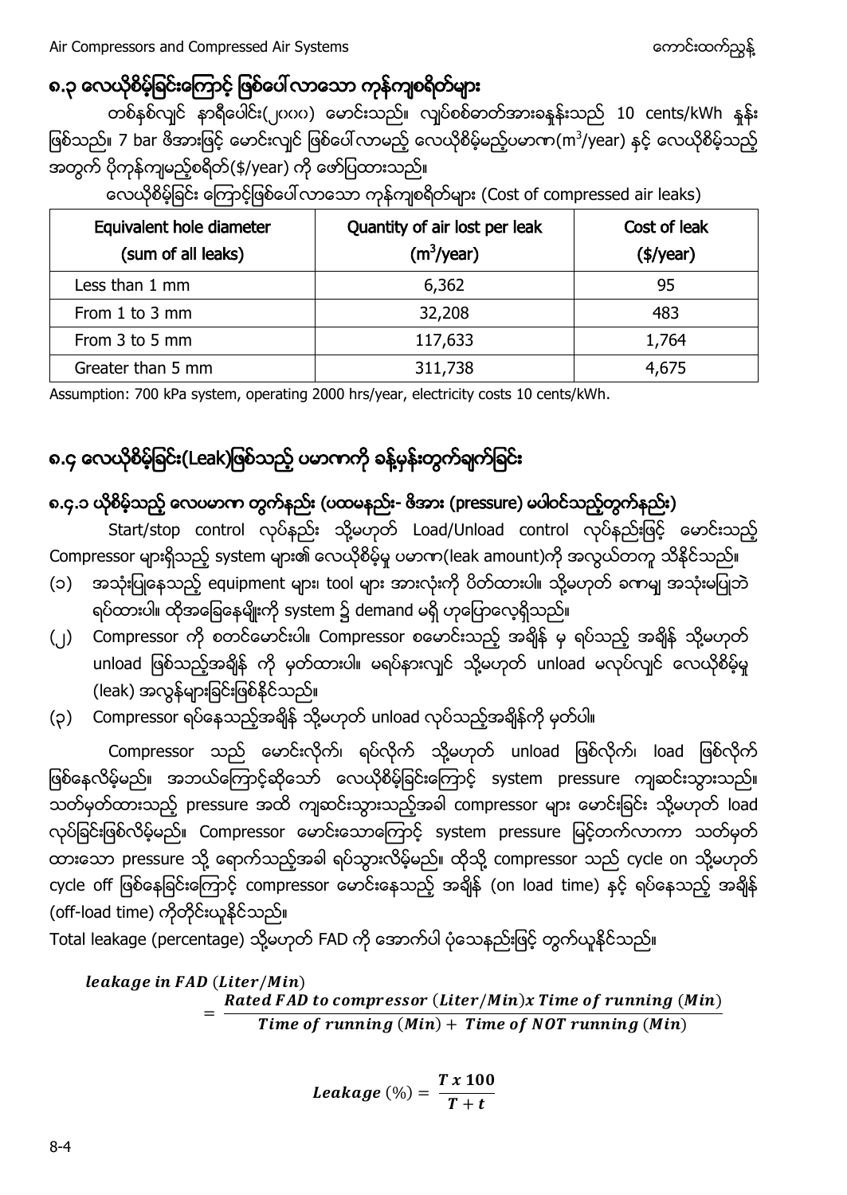## ၈.၃ လေယိုစိမ့်ခြင်းကြောင့် ဖြစ်ပေါ်လာသော ကုန်ကျစရိတ်များ

တစ်နှစ်လျှင် နာရီပေါင်း(၂၀၀၀) မောင်းသည်။ လျှပ်စစ်ဓာတ်အားခနှုန်းသည် 10 cents/kWh နှုန်း ဖြစ်သည်။ 7 bar ဖိအားဖြင့် မောင်းလျှင် ဖြစ်ပေါ်လာမည့် လေယိုစိမ့်မည့်ပမာဏ($m^3$/year) နှင့် လေယိုစိမ့်သည့် အတွက် ပိုကုန်ကျမည့်စရိတ်($/year) ကို ဖော်ပြထားသည်။

လေယိုစိမ့်ခြင်း ကြောင့်ဖြစ်ပေါ်လာသော ကုန်ကျစရိတ်များ (Cost of compressed air leaks)

| Equivalent hole diameter (sum of all leaks) | Quantity of air lost per leak ($m^3$/year) | Cost of leak ($/year) |
|---|---|---|
| Less than 1 mm | 6,362 | 95 |
| From 1 to 3 mm | 32,208 | 483 |
| From 3 to 5 mm | 117,633 | 1,764 |
| Greater than 5 mm | 311,738 | 4,675 |

Assumption: 700 kPa system, operating 2000 hrs/year, electricity costs 10 cents/kWh.

## ၈.၄ လေယိုစိမ့်ခြင်း(Leak)ဖြစ်သည့် ပမာဏကို ခန့်မှန်းတွက်ချက်ခြင်း

### ၈.၄.၁ ယိုစိမ့်သည့် လေပမာဏ တွက်နည်း (ပထမနည်း- ဖိအား (pressure) မပါဝင်သည့်တွက်နည်း)

Start/stop control လုပ်နည်း သို့မဟုတ် Load/Unload control လုပ်နည်းဖြင့် မောင်းသည့် Compressor များရှိသည့် system များ၏ လေယိုစိမ့်မှု ပမာဏ(leak amount)ကို အလွယ်တကူ သိနိုင်သည်။

(၁) အသုံးပြုနေသည့် equipment များ၊ tool များ အားလုံးကို ပိတ်ထားပါ။ သို့မဟုတ် ခဏမျှ အသုံးမပြုဘဲ ရပ်ထားပါ။ ထိုအခြေနေမျိုးကို system ၌ demand မရှိ ဟုပြောလေ့ရှိသည်။

(၂) Compressor ကို စတင်မောင်းပါ။ Compressor စမောင်းသည့် အချိန် မှ ရပ်သည့် အချိန် သို့မဟုတ် unload ဖြစ်သည့်အချိန် ကို မှတ်ထားပါ။ မရပ်နားလျှင် သို့မဟုတ် unload မလုပ်လျှင် လေယိုစိမ့်မှု (leak) အလွန်များခြင်းဖြစ်နိုင်သည်။

(၃) Compressor ရပ်နေသည့်အချိန် သို့မဟုတ် unload လုပ်သည့်အချိန်ကို မှတ်ပါ။

Compressor သည် မောင်းလိုက်၊ ရပ်လိုက် သို့မဟုတ် unload ဖြစ်လိုက်၊ load ဖြစ်လိုက် ဖြစ်နေလိမ့်မည်။ အဘယ်ကြောင့်ဆိုသော် လေယိုစိမ့်ခြင်းကြောင့် system pressure ကျဆင်းသွားသည်။ သတ်မှတ်ထားသည့် pressure အထိ ကျဆင်းသွားသည့်အခါ compressor များ မောင်းခြင်း သို့မဟုတ် load လုပ်ခြင်းဖြစ်လိမ့်မည်။ Compressor မောင်းသောကြောင့် system pressure မြင့်တက်လာကာ သတ်မှတ်ထားသော pressure သို့ ရောက်သည့်အခါ ရပ်သွားလိမ့်မည်။ ထိုသို့ compressor သည် cycle on သို့မဟုတ် cycle off ဖြစ်နေခြင်းကြောင့် compressor မောင်းနေသည့် အချိန် (on load time) နှင့် ရပ်နေသည့် အချိန် (off-load time) ကိုတိုင်းယူနိုင်သည်။

Total leakage (percentage) သို့မဟုတ် FAD ကို အောက်ပါ ပုံသေနည်းဖြင့် တွက်ယူနိုင်သည်။

$$leakage\ in\ FAD\ (Liter/Min) = \frac{Rated\ FAD\ to\ compressor\ (Liter/Min) x\ Time\ of\ running\ (Min)}{Time\ of\ running\ (Min) + Time\ of\ NOT\ running\ (Min)}$$

$$\textbf{Leakage}\ (\%) = \frac{T\ x\ 100}{T + t}$$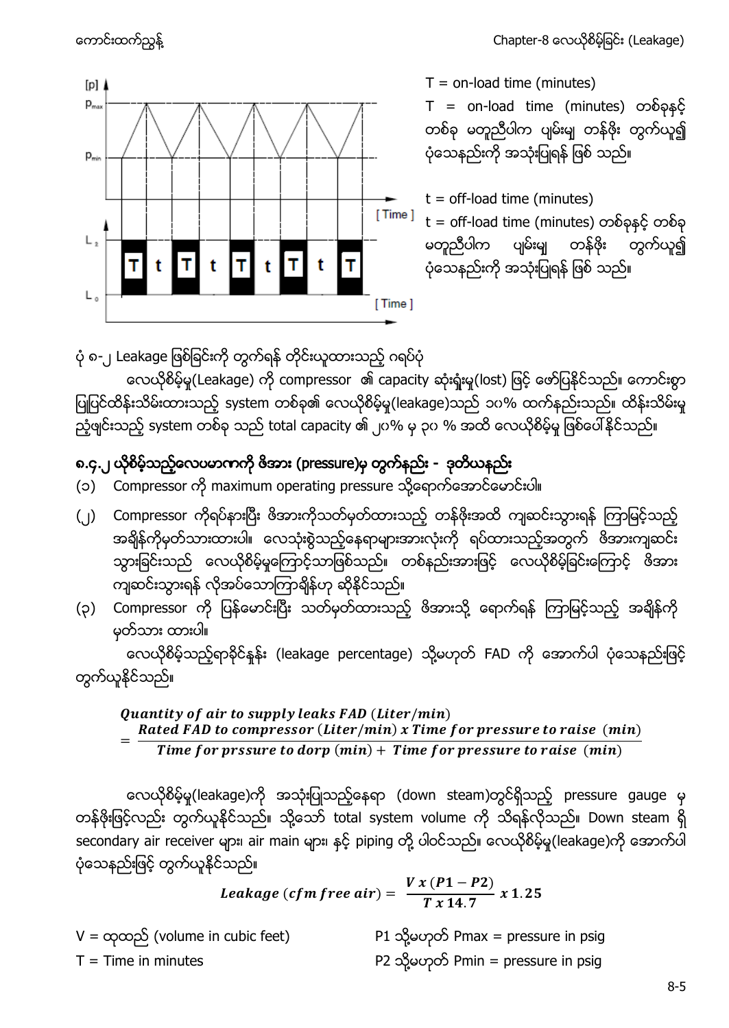T = on-load time (minutes)

T = on-load time (minutes) တစ်ခုနှင့် တစ်ခု မတူညီပါက ပျမ်းမျှ တန်ဖိုး တွက်ယူ၍ ပုံသေနည်းကို အသုံးပြုရန် ဖြစ် သည်။

t = off-load time (minutes)

t = off-load time (minutes) တစ်ခုနှင့် တစ်ခု မတူညီပါက ပျမ်းမျှ တန်ဖိုး တွက်ယူ၍ ပုံသေနည်းကို အသုံးပြုရန် ဖြစ် သည်။

ပုံ ၈-၂ Leakage ဖြစ်ခြင်းကို တွက်ရန် တိုင်းယူထားသည့် ဂရပ်ပုံ

လေယိုစိမ့်မှု(Leakage) ကို compressor ၏ capacity ဆုံးရှုံးမှု(lost) ဖြင့် ဖော်ပြနိုင်သည်။ ကောင်းစွာ ပြုပြင်ထိန်းသိမ်းထားသည့် system တစ်ခု၏ လေယိုစိမ့်မှု(leakage)သည် ၁၀% ထက်နည်းသည်။ ထိန်းသိမ်းမှု ညံ့ဖျင်းသည့် system တစ်ခု သည် total capacity ၏ ၂၀% မှ ၃၀ % အထိ လေယိုစိမ့်မှု ဖြစ်ပေါ်နိုင်သည်။

## ၈.၄.၂ ယိုစိမ့်သည့်လေပမာဏကို ဖိအား (pressure)မှ တွက်နည်း - ဒုတိယနည်း

(၁) Compressor ကို maximum operating pressure သို့ရောက်အောင်မောင်းပါ။

(၂) Compressor ကိုရပ်နားပြီး ဖိအားကိုသတ်မှတ်ထားသည့် တန်ဖိုးအထိ ကျဆင်းသွားရန် ကြာမြင့်သည့် အချိန်ကိုမှတ်သားထားပါ။ လေသုံးစွဲသည့်နေရာများအားလုံးကို ရပ်ထားသည့်အတွက် ဖိအားကျဆင်း သွားခြင်းသည် လေယိုစိမ့်မှုကြောင့်သာဖြစ်သည်။ တစ်နည်းအားဖြင့် လေယိုစိမ့်ခြင်းကြောင့် ဖိအား ကျဆင်းသွားရန် လိုအပ်သောကြာချိန်ဟု ဆိုနိုင်သည်။

(၃) Compressor ကို ပြန်မောင်းပြီး သတ်မှတ်ထားသည့် ဖိအားသို့ ရောက်ရန် ကြာမြင့်သည့် အချိန်ကို မှတ်သား ထားပါ။

လေယိုစိမ့်သည့်ရာခိုင်နှုန်း (leakage percentage) သို့မဟုတ် FAD ကို အောက်ပါ ပုံသေနည်းဖြင့် တွက်ယူနိုင်သည်။

$$\textit{Quantity of air to supply leaks FAD (Liter/min)} = \frac{\textit{Rated FAD to compressor (Liter/min) x Time for pressure to raise (min)}}{\textit{Time for prssure to dorp (min) + Time for pressure to raise (min)}}$$

လေယိုစိမ့်မှု(leakage)ကို အသုံးပြုသည့်နေရာ (down steam)တွင်ရှိသည့် pressure gauge မှ တန်ဖိုးဖြင့်လည်း တွက်ယူနိုင်သည်။ သို့သော် total system volume ကို သိရန်လိုသည်။ Down steam ရှိ secondary air receiver များ၊ air main များ၊ နှင့် piping တို့ ပါဝင်သည်။ လေယိုစိမ့်မှု(leakage)ကို အောက်ပါ ပုံသေနည်းဖြင့် တွက်ယူနိုင်သည်။

$$\textit{Leakage (cfm free air)} = \frac{V \times (P1 - P2)}{T \times 14.7} \times 1.25$$

V = ထုထည် (volume in cubic feet)

T = Time in minutes

P1 သို့မဟုတ် Pmax = pressure in psig

P2 သို့မဟုတ် Pmin = pressure in psig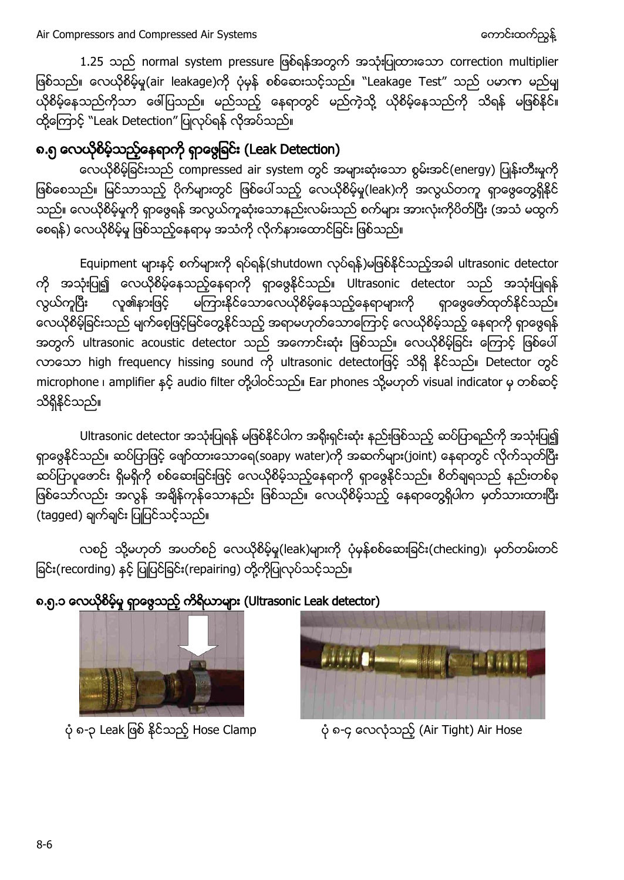1.25 သည် normal system pressure ဖြစ်ရန်အတွက် အသုံးပြုထားသော correction multiplier ဖြစ်သည်။ လေယိုစိမ့်မှု(air leakage)ကို ပုံမှန် စစ်ဆေးသင့်သည်။ "Leakage Test" သည် ပမာဏ မည်မျှ ယိုစိမ့်နေသည်ကိုသာ ဖေါ်ပြသည်။ မည်သည့် နေရာတွင် မည်ကဲ့သို့ ယိုစိမ့်နေသည်ကို သိရန် မဖြစ်နိုင်။ ထို့ကြောင့် "Leak Detection" ပြုလုပ်ရန် လိုအပ်သည်။

## ၈.၅ လေယိုစိမ့်သည့်နေရာကို ရှာဖွေခြင်း (Leak Detection)

လေယိုစိမ့်ခြင်းသည် compressed air system တွင် အများဆုံးသော စွမ်းအင်(energy) ပြုန်းတီးမှုကို ဖြစ်စေသည်။ မြင်သာသည့် ပိုက်များတွင် ဖြစ်ပေါ်သည့် လေယိုစိမ့်မှု(leak)ကို အလွယ်တကူ ရှာဖွေတွေ့ရှိနိုင်သည်။ လေယိုစိမ့်မှုကို ရှာဖွေရန် အလွယ်ကူဆုံးသောနည်းလမ်းသည် စက်များ အားလုံးကိုပိတ်ပြီး (အသံ မထွက်စေရန်) လေယိုစိမ့်မှု ဖြစ်သည့်နေရာမှ အသံကို လိုက်နားထောင်ခြင်း ဖြစ်သည်။

Equipment များနှင့် စက်များကို ရပ်ရန်(shutdown လုပ်ရန်)မဖြစ်နိုင်သည့်အခါ ultrasonic detector ကို အသုံးပြု၍ လေယိုစိမ့်နေသည့်နေရာကို ရှာဖွေနိုင်သည်။ Ultrasonic detector သည် အသုံးပြုရန် လွယ်ကူပြီး လူ၏နားဖြင့် မကြားနိုင်သောလေယိုစိမ့်နေသည့်နေရာများကို ရှာဖွေဖော်ထုတ်နိုင်သည်။ လေယိုစိမ့်ခြင်းသည် မျက်စေ့ဖြင့်မြင်တွေ့နိုင်သည့် အရာမဟုတ်သောကြောင့် လေယိုစိမ့်သည့် နေရာကို ရှာဖွေရန်အတွက် ultrasonic acoustic detector သည် အကောင်းဆုံး ဖြစ်သည်။ လေယိုစိမ့်ခြင်း ကြောင့် ဖြစ်ပေါ်လာသော high frequency hissing sound ကို ultrasonic detectorဖြင့် သိရှိ နိုင်သည်။ Detector တွင် microphone ၊ amplifier နှင့် audio filter တို့ပါဝင်သည်။ Ear phones သို့မဟုတ် visual indicator မှ တစ်ဆင့် သိရှိနိုင်သည်။

Ultrasonic detector အသုံးပြုရန် မဖြစ်နိုင်ပါက အရိုးရှင်းဆုံး နည်းဖြစ်သည့် ဆပ်ပြာရည်ကို အသုံးပြု၍ ရှာဖွေနိုင်သည်။ ဆပ်ပြာဖြင့် ဖျော်ထားသောရေ(soapy water)ကို အဆက်များ(joint) နေရာတွင် လိုက်သုတ်ပြီး ဆပ်ပြာပူဖောင်း ရှိမရှိကို စစ်ဆေးခြင်းဖြင့် လေယိုစိမ့်သည့်နေရာကို ရှာဖွေနိုင်သည်။ စိတ်ချရသည် နည်းတစ်ခုဖြစ်သော်လည်း အလွန် အချိန်ကုန်သောနည်း ဖြစ်သည်။ လေယိုစိမ့်သည့် နေရာတွေ့ရှိပါက မှတ်သားထားပြီး (tagged) ချက်ချင်း ပြုပြင်သင့်သည်။

လစဉ် သို့မဟုတ် အပတ်စဉ် လေယိုစိမ့်မှု(leak)များကို ပုံမှန်စစ်ဆေးခြင်း(checking)၊ မှတ်တမ်းတင်ခြင်း(recording) နှင့် ပြုပြင်ခြင်း(repairing) တို့ကိုပြုလုပ်သင့်သည်။

### ၈.၅.၁ လေယိုစိမ့်မှု ရှာဖွေသည့် ကိရိယာများ (Ultrasonic Leak detector)

ပုံ ၈-၃ Leak ဖြစ် နိုင်သည့် Hose Clamp

ပုံ ၈-၄ လေလုံသည့် (Air Tight) Air Hose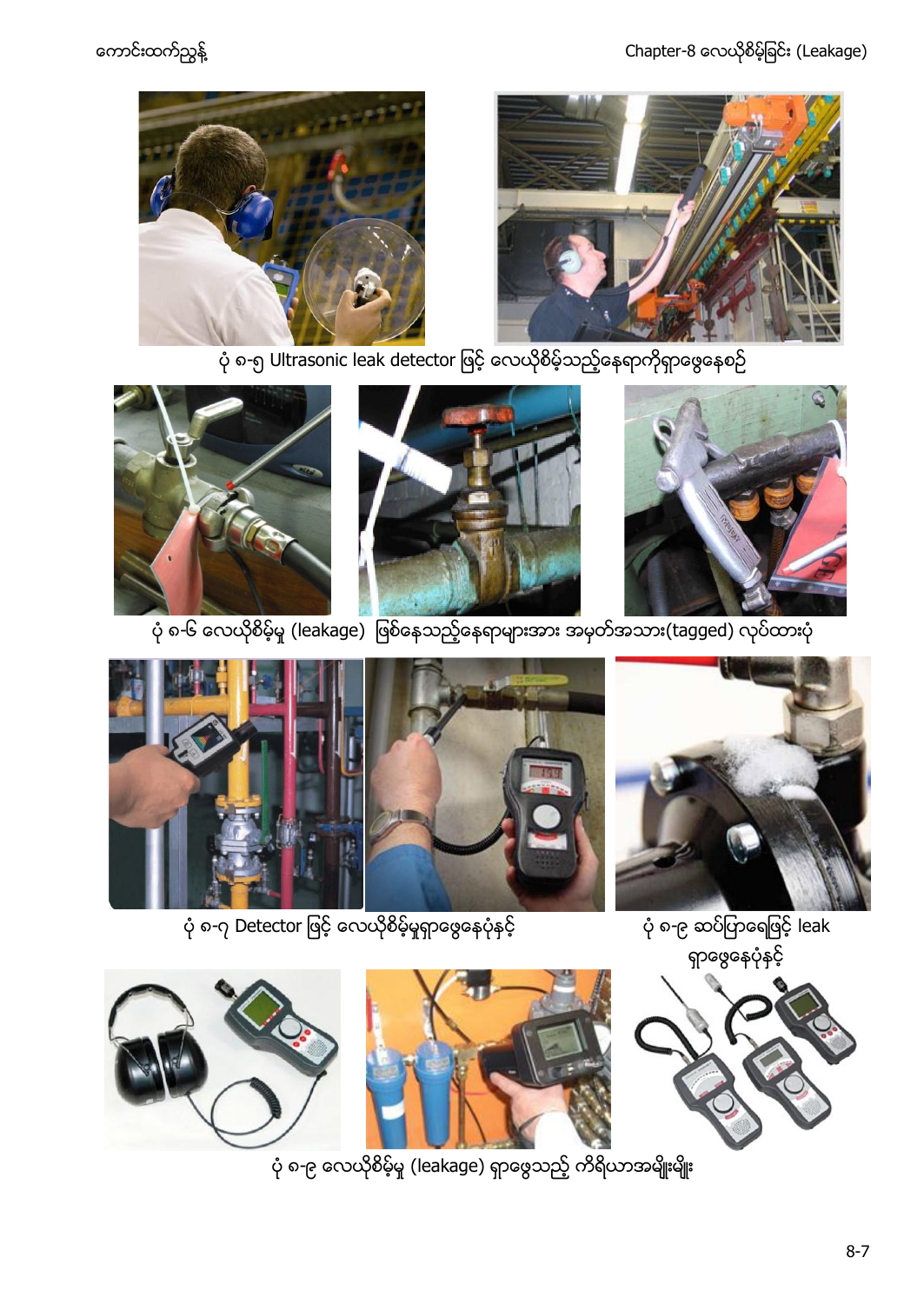ပုံ ၈-၅ Ultrasonic leak detector ဖြင့် လေယိုစိမ့်သည့်နေရာကိုရှာဖွေနေစဉ်

ပုံ ၈-၆ လေယိုစိမ့်မှု (leakage) ဖြစ်နေသည့်နေရာများအား အမှတ်အသား(tagged) လုပ်ထားပုံ

ပုံ ၈-၇ Detector ဖြင့် လေယိုစိမ့်မှုရှာဖွေနေပုံနှင့်

ပုံ ၈-၉ ဆပ်ပြာရေဖြင့် leak ရှာဖွေနေပုံနှင့်

ပုံ ၈-၉ လေယိုစိမ့်မှု (leakage) ရှာဖွေသည့် ကိရိယာအမျိုးမျိုး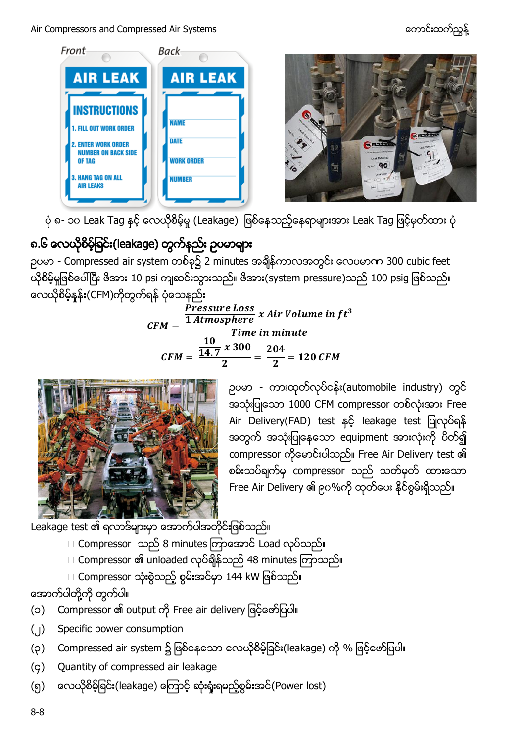ပုံ ၈- ၁၀ Leak Tag နှင့် လေယိုစိမ့်မှု (Leakage) ဖြစ်နေသည့်နေရာများအား Leak Tag ဖြင့်မှတ်ထား ပုံ

## ၈.၆ လေယိုစိမ့်ခြင်း(leakage) တွက်နည်း ဥပမာများ

ဥပမာ - Compressed air system တစ်ခု၌ 2 minutes အချိန်ကာလအတွင်း လေပမာဏ 300 cubic feet ယိုစိမ့်မှုဖြစ်ပေါ်ပြီး ဖိအား 10 psi ကျဆင်းသွားသည်။ ဖိအား(system pressure)သည် 100 psig ဖြစ်သည်။ လေယိုစိမ့်နှုန်း(CFM)ကိုတွက်ရန် ပုံသေနည်း

$$CFM = \frac{\frac{Pressure\ Loss}{1\ Atmosphere}\ x\ Air\ Volume\ in\ ft^3}{Time\ in\ minute}$$

$$CFM = \frac{\frac{10}{14.7}\ x\ 300}{2} = \frac{204}{2} = 120\ CFM$$

ဥပမာ - ကားထုတ်လုပ်ငန်း(automobile industry) တွင် အသုံးပြုသော 1000 CFM compressor တစ်လုံးအား Free Air Delivery(FAD) test နှင့် leakage test ပြုလုပ်ရန် အတွက် အသုံးပြုနေသော equipment အားလုံးကို ပိတ်၍ compressor ကိုမောင်းပါသည်။ Free Air Delivery test ၏ စမ်းသပ်ချက်မှ compressor သည် သတ်မှတ် ထားသော Free Air Delivery ၏ ၉၀%ကို ထုတ်ပေး နိုင်စွမ်းရှိသည်။

Leakage test ၏ ရလာဒ်များမှာ အောက်ပါအတိုင်းဖြစ်သည်။

- Compressor သည် 8 minutes ကြာအောင် Load လုပ်သည်။
- Compressor ၏ unloaded လုပ်ချိန်သည် 48 minutes ကြာသည်။
- Compressor သုံးစွဲသည့် စွမ်းအင်မှာ 144 kW ဖြစ်သည်။

အောက်ပါတို့ကို တွက်ပါ။

(၁) Compressor ၏ output ကို Free air delivery ဖြင့်ဖော်ပြပါ။

(၂) Specific power consumption

(၃) Compressed air system ၌ ဖြစ်နေသော လေယိုစိမ့်ခြင်း(leakage) ကို % ဖြင့်ဖော်ပြပါ။

(၄) Quantity of compressed air leakage

(၅) လေယိုစိမ့်ခြင်း(leakage) ကြောင့် ဆုံးရှုံးရမည့်စွမ်းအင်(Power lost)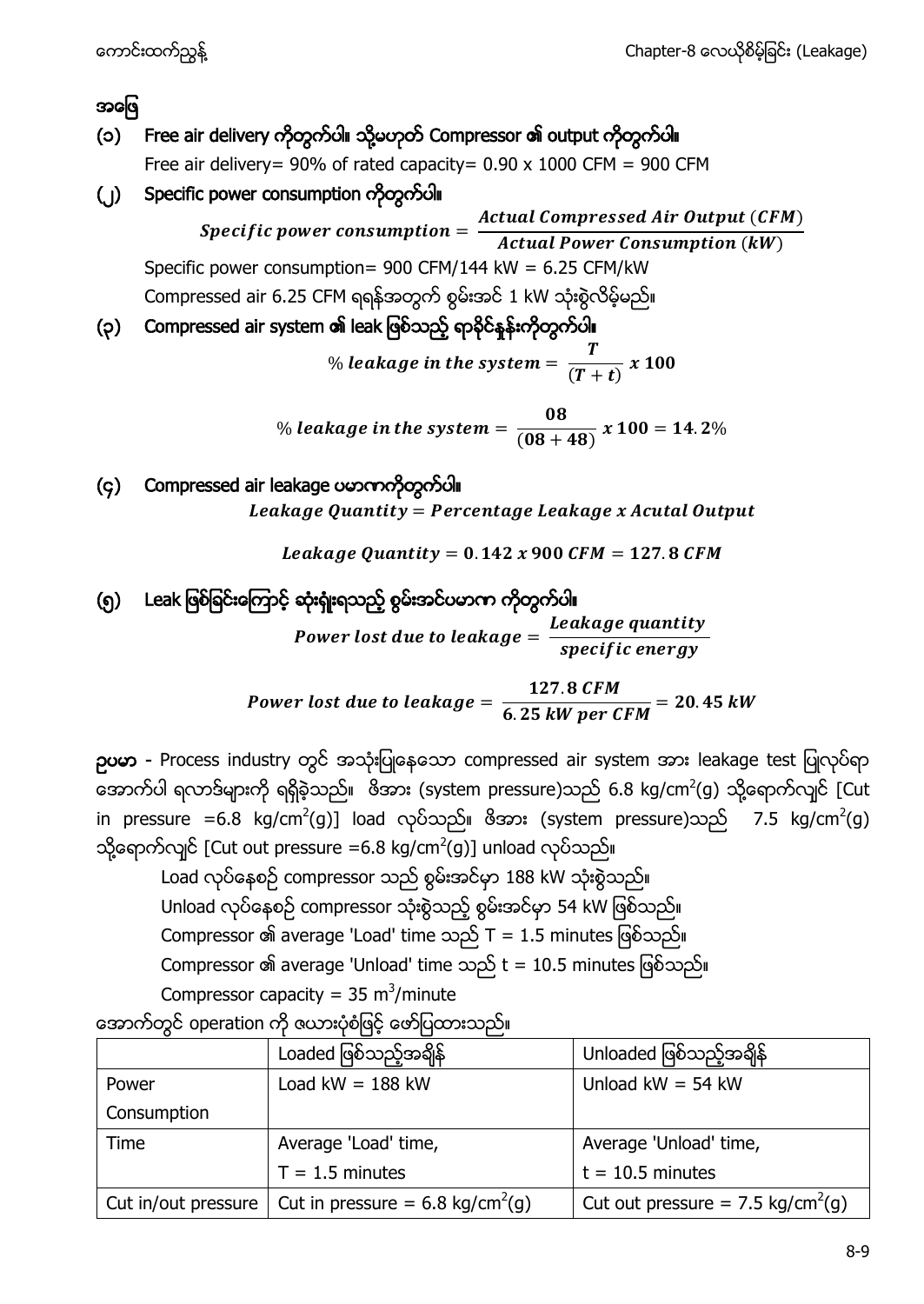**အဖြေ**

**(၁) Free air delivery ကိုတွက်ပါ။ သို့မဟုတ် Compressor ၏ output ကိုတွက်ပါ။**

Free air delivery= 90% of rated capacity= 0.90 x 1000 CFM = 900 CFM

**(၂) Specific power consumption ကိုတွက်ပါ။**

$$Specific\ power\ consumption = \frac{Actual\ Compressed\ Air\ Output\ (CFM)}{Actual\ Power\ Consumption\ (kW)}$$

Specific power consumption= 900 CFM/144 kW = 6.25 CFM/kW

Compressed air 6.25 CFM ရရန်အတွက် စွမ်းအင် 1 kW သုံးစွဲလိမ့်မည်။

**(၃) Compressed air system ၏ leak ဖြစ်သည့် ရာခိုင်နှုန်းကိုတွက်ပါ။**

$$\%\ leakage\ in\ the\ system = \frac{T}{(T+t)}\ x\ 100$$

$$\%\ leakage\ in\ the\ system = \frac{08}{(08+48)}\ x\ 100 = 14.2\%$$

**(၄) Compressed air leakage ပမာဏကိုတွက်ပါ။**

$$Leakage\ Quantity = Percentage\ Leakage\ x\ Acutal\ Output$$

$$Leakage\ Quantity = 0.142\ x\ 900\ CFM = 127.8\ CFM$$

**(၅) Leak ဖြစ်ခြင်းကြောင့် ဆုံးရှုံးရသည့် စွမ်းအင်ပမာဏ ကိုတွက်ပါ။**

$$Power\ lost\ due\ to\ leakage = \frac{Leakage\ quantity}{specific\ energy}$$

$$Power\ lost\ due\ to\ leakage = \frac{127.8\ CFM}{6.25\ kW\ per\ CFM} = 20.45\ kW$$

**ဥပမာ** - Process industry တွင် အသုံးပြုနေသော compressed air system အား leakage test ပြုလုပ်ရာ အောက်ပါ ရလာဒ်များကို ရရှိခဲ့သည်။ ဖိအား (system pressure)သည် 6.8 kg/cm$^2$(g) သို့ရောက်လျှင် [Cut in pressure =6.8 kg/cm$^2$(g)] load လုပ်သည်။ ဖိအား (system pressure)သည် 7.5 kg/cm$^2$(g) သို့ရောက်လျှင် [Cut out pressure =6.8 kg/cm$^2$(g)] unload လုပ်သည်။

Load လုပ်နေစဉ် compressor သည် စွမ်းအင်မှာ 188 kW သုံးစွဲသည်။

Unload လုပ်နေစဉ် compressor သုံးစွဲသည့် စွမ်းအင်မှာ 54 kW ဖြစ်သည်။

Compressor ၏ average 'Load' time သည် T = 1.5 minutes ဖြစ်သည်။

Compressor ၏ average 'Unload' time သည် t = 10.5 minutes ဖြစ်သည်။

Compressor capacity = 35 m$^3$/minute

အောက်တွင် operation ကို ဇယားပုံစံဖြင့် ဖော်ပြထားသည်။

| | Loaded ဖြစ်သည့်အချိန် | Unloaded ဖြစ်သည့်အချိန် |
|---|---|---|
| Power Consumption | Load kW = 188 kW | Unload kW = 54 kW |
| Time | Average 'Load' time, T = 1.5 minutes | Average 'Unload' time, t = 10.5 minutes |
| Cut in/out pressure | Cut in pressure = 6.8 kg/cm$^2$(g) | Cut out pressure = 7.5 kg/cm$^2$(g) |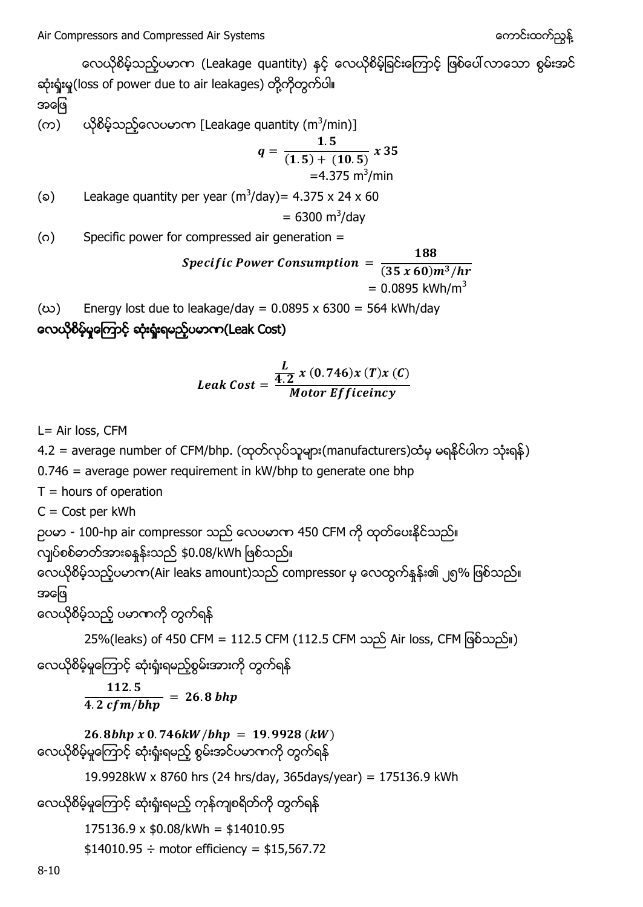လေယိုစိမ့်သည့်ပမာဏ (Leakage quantity) နှင့် လေယိုစိမ့်ခြင်းကြောင့် ဖြစ်ပေါ်လာသော စွမ်းအင်ဆုံးရှုံးမှု(loss of power due to air leakages) တို့ကိုတွက်ပါ။

အဖြေ

(က) ယိုစိမ့်သည့်လေပမာဏ [Leakage quantity ($m^3$/min)]

$$q = \frac{\mathbf{1.5}}{(\mathbf{1.5}) + (\mathbf{10.5})}\ x\ \mathbf{35}$$

$= 4.375\ m^3/min$

(ခ) Leakage quantity per year ($m^3$/day)= 4.375 x 24 x 60

$= 6300\ m^3/day$

(ဂ) Specific power for compressed air generation =

$$\textit{Specific Power Consumption} = \frac{\mathbf{188}}{(\mathbf{35\ x\ 60})\boldsymbol{m^3/hr}}$$

$= 0.0895\ kWh/m^3$

(ဃ) Energy lost due to leakage/day = 0.0895 x 6300 = 564 kWh/day

**လေယိုစိမ့်မှုကြောင့် ဆုံးရှုံးရမည့်ပမာဏ(Leak Cost)**

$$\textit{Leak Cost} = \frac{\frac{L}{4.2}\ x\ (0.746)x\ (T)x\ (C)}{\textit{Motor Efficeincy}}$$

L= Air loss, CFM

4.2 = average number of CFM/bhp. (ထုတ်လုပ်သူများ(manufacturers)ထံမှ မရနိုင်ပါက သုံးရန်)

0.746 = average power requirement in kW/bhp to generate one bhp

T = hours of operation

C = Cost per kWh

ဥပမာ - 100-hp air compressor သည် လေပမာဏ 450 CFM ကို ထုတ်ပေးနိုင်သည်။

လျှပ်စစ်ဓာတ်အားခနှုန်းသည် $0.08/kWh ဖြစ်သည်။

လေယိုစိမ့်သည့်ပမာဏ(Air leaks amount)သည် compressor မှ လေထွက်နှုန်း၏ ၂၅% ဖြစ်သည်။

အဖြေ

လေယိုစိမ့်သည့် ပမာဏကို တွက်ရန်

25%(leaks) of 450 CFM = 112.5 CFM (112.5 CFM သည် Air loss, CFM ဖြစ်သည်။)

လေယိုစိမ့်မှုကြောင့် ဆုံးရှုံးရမည့်စွမ်းအားကို တွက်ရန်

$$\frac{\mathbf{112.5}}{\mathbf{4.2}\ \boldsymbol{cfm/bhp}} = \mathbf{26.8}\ \boldsymbol{bhp}$$

$$\mathbf{26.8}\boldsymbol{bhp}\ \boldsymbol{x}\ \mathbf{0.746}\boldsymbol{kW/bhp} = \mathbf{19.9928}\ (\boldsymbol{kW})$$

လေယိုစိမ့်မှုကြောင့် ဆုံးရှုံးရမည့် စွမ်းအင်ပမာဏကို တွက်ရန်

19.9928kW x 8760 hrs (24 hrs/day, 365days/year) = 175136.9 kWh

လေယိုစိမ့်မှုကြောင့် ဆုံးရှုံးရမည့် ကုန်ကျစရိတ်ကို တွက်ရန်

175136.9 x $0.08/kWh = $14010.95

$14010.95 ÷ motor efficiency = $15,567.72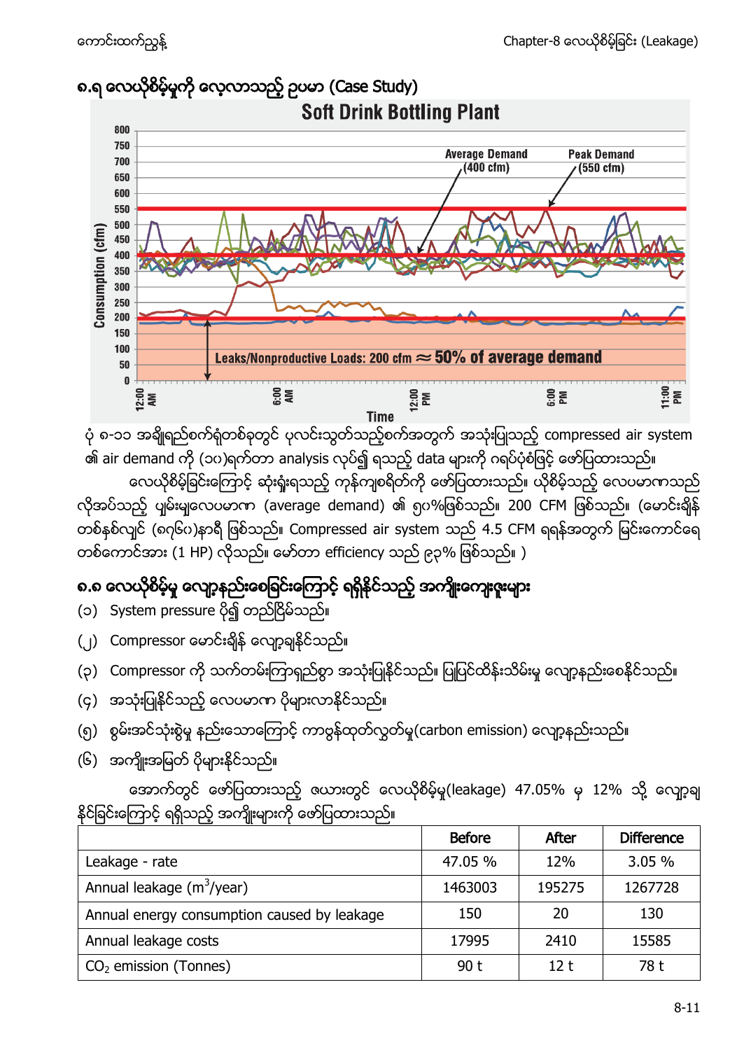## ၈.၅ လေယိုစိမ့်မှုကို လေ့လာသည့် ဥပမာ (Case Study)

Soft Drink Bottling Plant

Average Demand (400 cfm)

Peak Demand (550 cfm)

Leaks/Nonproductive Loads: 200 cfm ≈ 50% of average demand

Consumption (cfm)

Time

ပုံ ၈-၁၁ အချိုရည်စက်ရုံတစ်ခုတွင် ပုလင်းသွတ်သည့်စက်အတွက် အသုံးပြုသည့် compressed air system ၏ air demand ကို (၁၀)ရက်တာ analysis လုပ်၍ ရသည့် data များကို ဂရပ်ပုံစံဖြင့် ဖော်ပြထားသည်။

လေယိုစိမ့်ခြင်းကြောင့် ဆုံးရှုံးရသည့် ကုန်ကျစရိတ်ကို ဖော်ပြထားသည်။ ယိုစိမ့်သည့် လေပမာဏသည် လိုအပ်သည့် ပျမ်းမျှလေပမာဏ (average demand) ၏ ၅၀%ဖြစ်သည်။ 200 CFM ဖြစ်သည်။ (မောင်းချိန် တစ်နှစ်လျှင် (၈၇၆၀)နာရီ ဖြစ်သည်။ Compressed air system သည် 4.5 CFM ရရန်အတွက် မြင်းကောင်ရေ တစ်ကောင်အား (1 HP) လိုသည်။ မော်တာ efficiency သည် ၉၃% ဖြစ်သည်။ )

## ၈.၆ လေယိုစိမ့်မှု လျော့နည်းစေခြင်းကြောင့် ရရှိနိုင်သည့် အကျိုးကျေးဇူးများ

(၁) System pressure ပို၍ တည်ငြိမ်သည်။

(၂) Compressor မောင်းချိန် လျော့ချနိုင်သည်။

(၃) Compressor ကို သက်တမ်းကြာရှည်စွာ အသုံးပြုနိုင်သည်။ ပြုပြင်ထိန်းသိမ်းမှု လျော့နည်းစေနိုင်သည်။

(၄) အသုံးပြုနိုင်သည့် လေပမာဏ ပိုများလာနိုင်သည်။

(၅) စွမ်းအင်သုံးစွဲမှု နည်းသောကြောင့် ကာဗွန်ထုတ်လွှတ်မှု(carbon emission) လျော့နည်းသည်။

(၆) အကျိုးအမြတ် ပိုများနိုင်သည်။

အောက်တွင် ဖော်ပြထားသည့် ဇယားတွင် လေယိုစိမ့်မှု(leakage) 47.05% မှ 12% သို့ လျော့ချနိုင်ခြင်းကြောင့် ရရှိသည့် အကျိုးများကို ဖော်ပြထားသည်။

| | Before | After | Difference |
|---|---|---|---|
| Leakage - rate | 47.05 % | 12% | 3.05 % |
| Annual leakage ($m^3$/year) | 1463003 | 195275 | 1267728 |
| Annual energy consumption caused by leakage | 150 | 20 | 130 |
| Annual leakage costs | 17995 | 2410 | 15585 |
| $CO_2$ emission (Tonnes) | 90 t | 12 t | 78 t |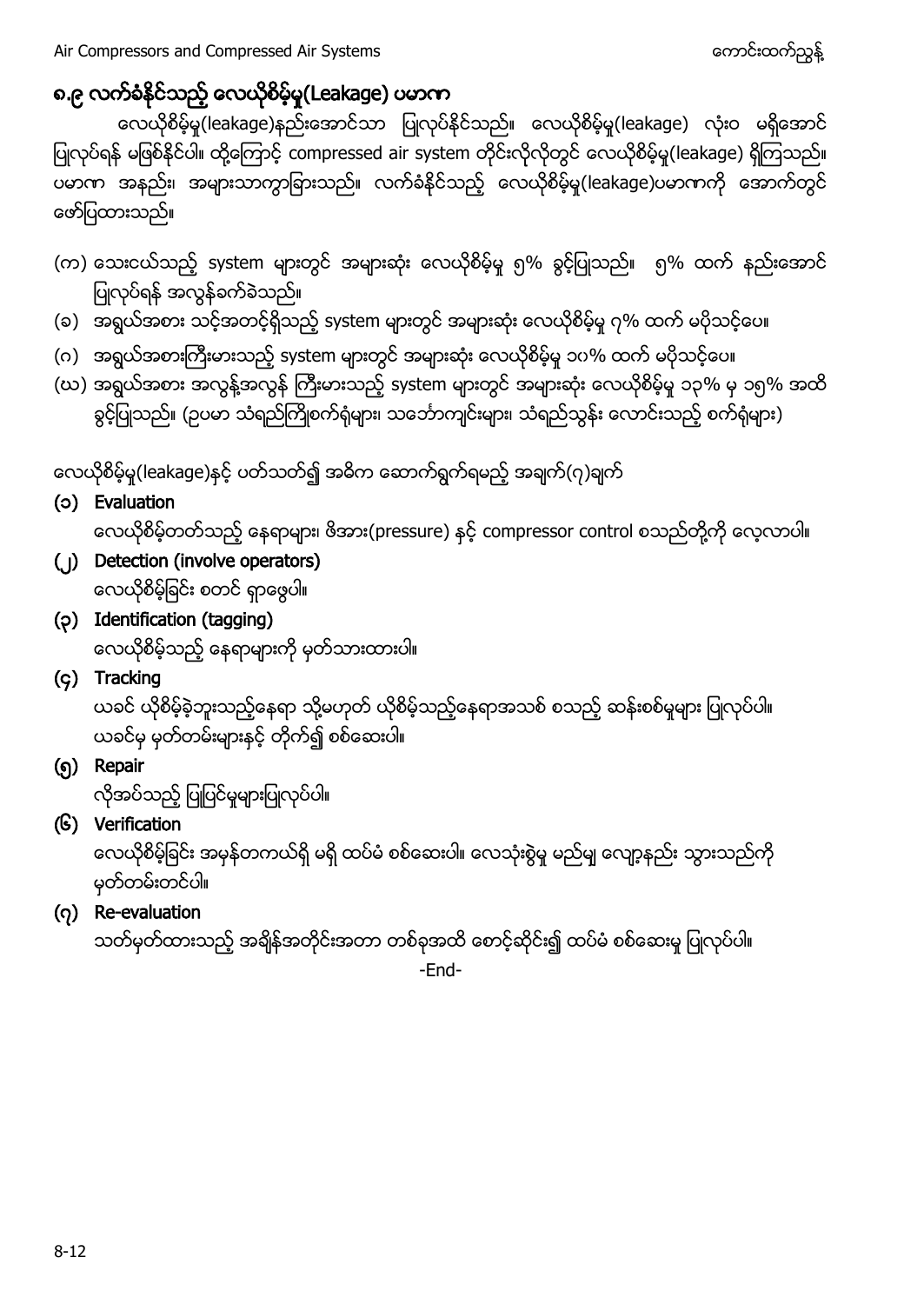## ၈.၉ လက်ခံနိုင်သည့် လေယိုစိမ့်မှု(Leakage) ပမာဏ

လေယိုစိမ့်မှု(leakage)နည်းအောင်သာ ပြုလုပ်နိုင်သည်။ လေယိုစိမ့်မှု(leakage) လုံးဝ မရှိအောင် ပြုလုပ်ရန် မဖြစ်နိုင်ပါ။ ထို့ကြောင့် compressed air system တိုင်းလိုလိုတွင် လေယိုစိမ့်မှု(leakage) ရှိကြသည်။ ပမာဏ အနည်း၊ အများသာကွာခြားသည်။ လက်ခံနိုင်သည့် လေယိုစိမ့်မှု(leakage)ပမာဏကို အောက်တွင် ဖော်ပြထားသည်။

(က) သေးငယ်သည့် system များတွင် အများဆုံး လေယိုစိမ့်မှု ၅% ခွင့်ပြုသည်။ ၅% ထက် နည်းအောင် ပြုလုပ်ရန် အလွန်ခက်ခဲသည်။

(ခ) အရွယ်အစား သင့်အတင့်ရှိသည့် system များတွင် အများဆုံး လေယိုစိမ့်မှု ၇% ထက် မပိုသင့်ပေ။

(ဂ) အရွယ်အစားကြီးမားသည့် system များတွင် အများဆုံး လေယိုစိမ့်မှု ၁၀% ထက် မပိုသင့်ပေ။

(ဃ) အရွယ်အစား အလွန့်အလွန် ကြီးမားသည့် system များတွင် အများဆုံး လေယိုစိမ့်မှု ၁၃% မှ ၁၅% အထိ ခွင့်ပြုသည်။ (ဥပမာ သံရည်ကြိုစက်ရုံများ၊ သင်္ဘောကျင်းများ၊ သံရည်သွန်း လောင်းသည့် စက်ရုံများ)

လေယိုစိမ့်မှု(leakage)နှင့် ပတ်သတ်၍ အဓိက ဆောက်ရွက်ရမည့် အချက်(၇)ချက်

**(၁) Evaluation**

လေယိုစိမ့်တတ်သည့် နေရာများ၊ ဖိအား(pressure) နှင့် compressor control စသည်တို့ကို လေ့လာပါ။

**(၂) Detection (involve operators)**

လေယိုစိမ့်ခြင်း စတင် ရှာဖွေပါ။

**(၃) Identification (tagging)**

လေယိုစိမ့်သည့် နေရာများကို မှတ်သားထားပါ။

**(၄) Tracking**

ယခင် ယိုစိမ့်ခဲ့ဘူးသည့်နေရာ သို့မဟုတ် ယိုစိမ့်သည့်နေရာအသစ် စသည့် ဆန်းစစ်မှုများ ပြုလုပ်ပါ။ ယခင်မှ မှတ်တမ်းများနှင့် တိုက်၍ စစ်ဆေးပါ။

**(၅) Repair**

လိုအပ်သည့် ပြုပြင်မှုများပြုလုပ်ပါ။

**(၆) Verification**

လေယိုစိမ့်ခြင်း အမှန်တကယ်ရှိ မရှိ ထပ်မံ စစ်ဆေးပါ။ လေသုံးစွဲမှု မည်မျှ လျော့နည်း သွားသည်ကို မှတ်တမ်းတင်ပါ။

**(၇) Re-evaluation**

သတ်မှတ်ထားသည့် အချိန်အတိုင်းအတာ တစ်ခုအထိ စောင့်ဆိုင်း၍ ထပ်မံ စစ်ဆေးမှု ပြုလုပ်ပါ။

-End-